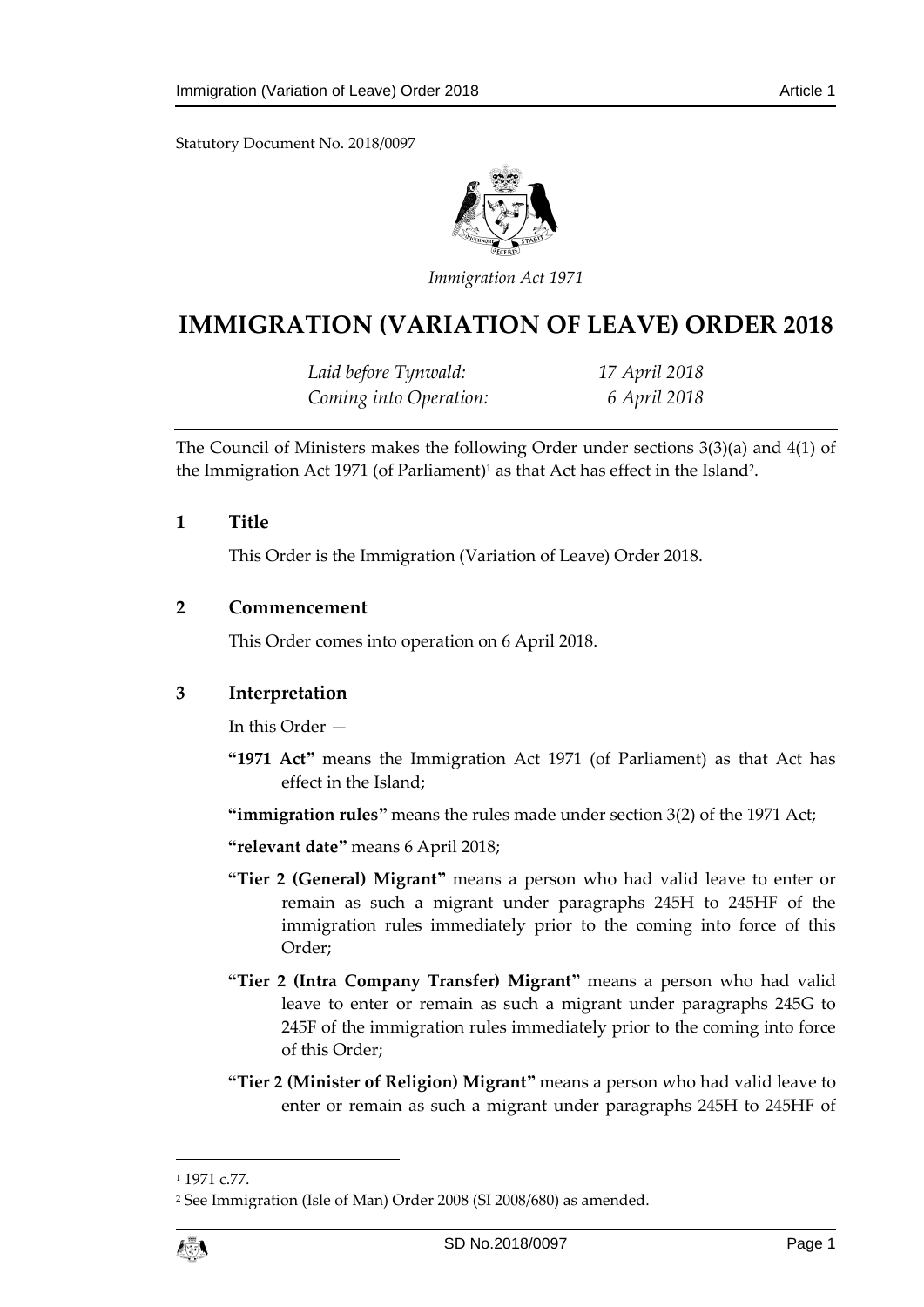Statutory Document No. 2018/0097

*Immigration Act 1971*

# IMMIGRATION (VARIATION OF LEAVE) ORDER 2018

| | |
|---|---|
| *Laid before Tynwald:* | *17 April 2018* |
| *Coming into Operation:* | *6 April 2018* |

The Council of Ministers makes the following Order under sections 3(3)(a) and 4(1) of the Immigration Act 1971 (of Parliament)[1] as that Act has effect in the Island[2].

## 1 Title

This Order is the Immigration (Variation of Leave) Order 2018.

## 2 Commencement

This Order comes into operation on 6 April 2018.

## 3 Interpretation

In this Order —

**"1971 Act"** means the Immigration Act 1971 (of Parliament) as that Act has effect in the Island;

**"immigration rules"** means the rules made under section 3(2) of the 1971 Act;

**"relevant date"** means 6 April 2018;

**"Tier 2 (General) Migrant"** means a person who had valid leave to enter or remain as such a migrant under paragraphs 245H to 245HF of the immigration rules immediately prior to the coming into force of this Order;

**"Tier 2 (Intra Company Transfer) Migrant"** means a person who had valid leave to enter or remain as such a migrant under paragraphs 245G to 245F of the immigration rules immediately prior to the coming into force of this Order;

**"Tier 2 (Minister of Religion) Migrant"** means a person who had valid leave to enter or remain as such a migrant under paragraphs 245H to 245HF of

---

[1] 1971 c.77.

[2] See Immigration (Isle of Man) Order 2008 (SI 2008/680) as amended.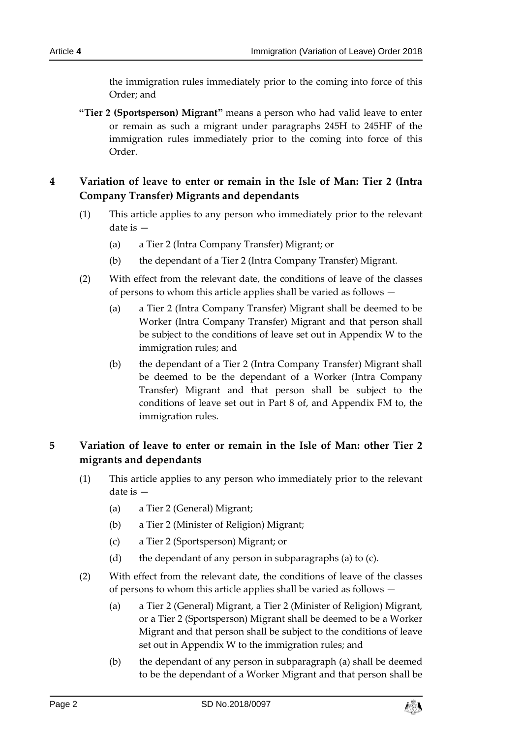the immigration rules immediately prior to the coming into force of this Order; and

**"Tier 2 (Sportsperson) Migrant"** means a person who had valid leave to enter or remain as such a migrant under paragraphs 245H to 245HF of the immigration rules immediately prior to the coming into force of this Order.

## 4 Variation of leave to enter or remain in the Isle of Man: Tier 2 (Intra Company Transfer) Migrants and dependants

(1) This article applies to any person who immediately prior to the relevant date is —

(a) a Tier 2 (Intra Company Transfer) Migrant; or

(b) the dependant of a Tier 2 (Intra Company Transfer) Migrant.

(2) With effect from the relevant date, the conditions of leave of the classes of persons to whom this article applies shall be varied as follows —

(a) a Tier 2 (Intra Company Transfer) Migrant shall be deemed to be Worker (Intra Company Transfer) Migrant and that person shall be subject to the conditions of leave set out in Appendix W to the immigration rules; and

(b) the dependant of a Tier 2 (Intra Company Transfer) Migrant shall be deemed to be the dependant of a Worker (Intra Company Transfer) Migrant and that person shall be subject to the conditions of leave set out in Part 8 of, and Appendix FM to, the immigration rules.

## 5 Variation of leave to enter or remain in the Isle of Man: other Tier 2 migrants and dependants

(1) This article applies to any person who immediately prior to the relevant date is —

(a) a Tier 2 (General) Migrant;

(b) a Tier 2 (Minister of Religion) Migrant;

(c) a Tier 2 (Sportsperson) Migrant; or

(d) the dependant of any person in subparagraphs (a) to (c).

(2) With effect from the relevant date, the conditions of leave of the classes of persons to whom this article applies shall be varied as follows —

(a) a Tier 2 (General) Migrant, a Tier 2 (Minister of Religion) Migrant, or a Tier 2 (Sportsperson) Migrant shall be deemed to be a Worker Migrant and that person shall be subject to the conditions of leave set out in Appendix W to the immigration rules; and

(b) the dependant of any person in subparagraph (a) shall be deemed to be the dependant of a Worker Migrant and that person shall be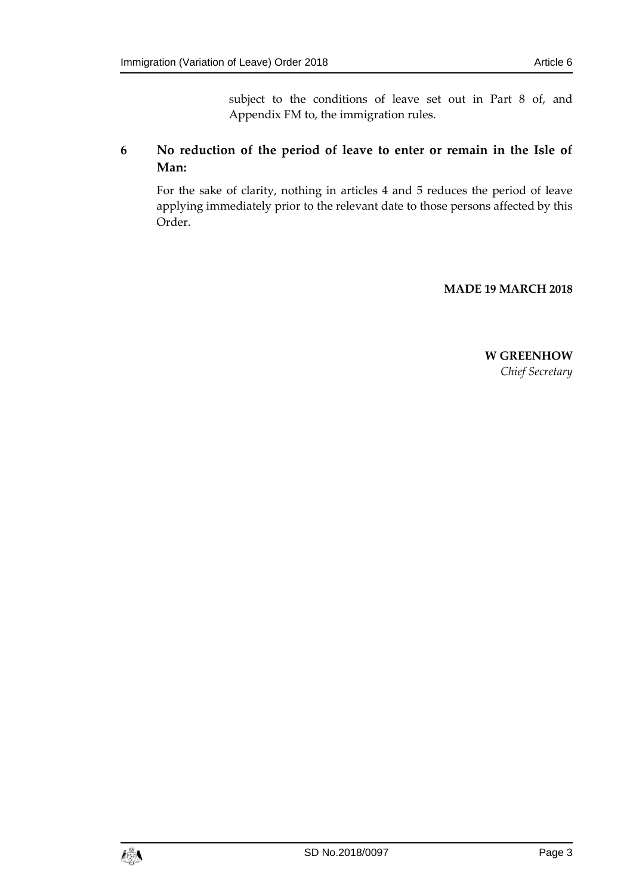subject to the conditions of leave set out in Part 8 of, and Appendix FM to, the immigration rules.

## 6 No reduction of the period of leave to enter or remain in the Isle of Man:

For the sake of clarity, nothing in articles 4 and 5 reduces the period of leave applying immediately prior to the relevant date to those persons affected by this Order.

**MADE 19 MARCH 2018**

**W GREENHOW**
*Chief Secretary*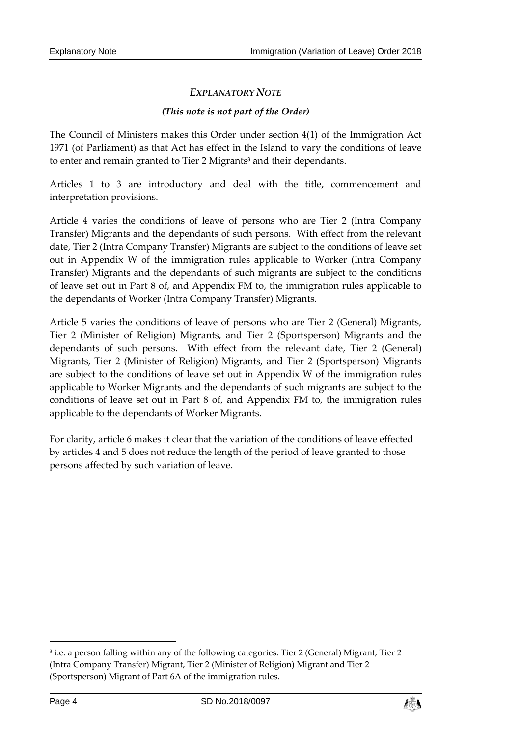# *EXPLANATORY NOTE*

***(This note is not part of the Order)***

The Council of Ministers makes this Order under section 4(1) of the Immigration Act 1971 (of Parliament) as that Act has effect in the Island to vary the conditions of leave to enter and remain granted to Tier 2 Migrants[3] and their dependants.

Articles 1 to 3 are introductory and deal with the title, commencement and interpretation provisions.

Article 4 varies the conditions of leave of persons who are Tier 2 (Intra Company Transfer) Migrants and the dependants of such persons. With effect from the relevant date, Tier 2 (Intra Company Transfer) Migrants are subject to the conditions of leave set out in Appendix W of the immigration rules applicable to Worker (Intra Company Transfer) Migrants and the dependants of such migrants are subject to the conditions of leave set out in Part 8 of, and Appendix FM to, the immigration rules applicable to the dependants of Worker (Intra Company Transfer) Migrants.

Article 5 varies the conditions of leave of persons who are Tier 2 (General) Migrants, Tier 2 (Minister of Religion) Migrants, and Tier 2 (Sportsperson) Migrants and the dependants of such persons. With effect from the relevant date, Tier 2 (General) Migrants, Tier 2 (Minister of Religion) Migrants, and Tier 2 (Sportsperson) Migrants are subject to the conditions of leave set out in Appendix W of the immigration rules applicable to Worker Migrants and the dependants of such migrants are subject to the conditions of leave set out in Part 8 of, and Appendix FM to, the immigration rules applicable to the dependants of Worker Migrants.

For clarity, article 6 makes it clear that the variation of the conditions of leave effected by articles 4 and 5 does not reduce the length of the period of leave granted to those persons affected by such variation of leave.

---

[3] i.e. a person falling within any of the following categories: Tier 2 (General) Migrant, Tier 2 (Intra Company Transfer) Migrant, Tier 2 (Minister of Religion) Migrant and Tier 2 (Sportsperson) Migrant of Part 6A of the immigration rules.